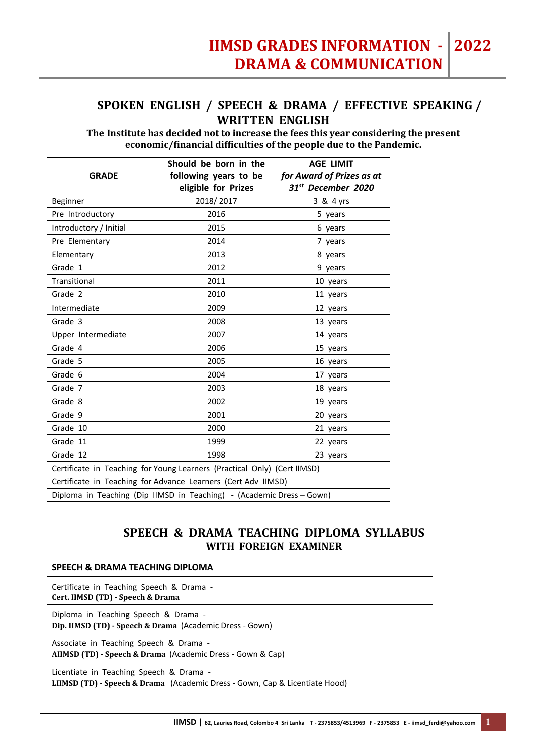# IIMSD GRADES INFORMATION - 2022
# DRAMA & COMMUNICATION

## SPOKEN ENGLISH / SPEECH & DRAMA / EFFECTIVE SPEAKING / WRITTEN ENGLISH

**The Institute has decided not to increase the fees this year considering the present economic/financial difficulties of the people due to the Pandemic.**

| GRADE | Should be born in the following years to be eligible for Prizes | AGE LIMIT *for Award of Prizes as at 31st December 2020* |
|---|---|---|
| Beginner | 2018/ 2017 | 3 & 4 yrs |
| Pre Introductory | 2016 | 5 years |
| Introductory / Initial | 2015 | 6 years |
| Pre Elementary | 2014 | 7 years |
| Elementary | 2013 | 8 years |
| Grade 1 | 2012 | 9 years |
| Transitional | 2011 | 10 years |
| Grade 2 | 2010 | 11 years |
| Intermediate | 2009 | 12 years |
| Grade 3 | 2008 | 13 years |
| Upper Intermediate | 2007 | 14 years |
| Grade 4 | 2006 | 15 years |
| Grade 5 | 2005 | 16 years |
| Grade 6 | 2004 | 17 years |
| Grade 7 | 2003 | 18 years |
| Grade 8 | 2002 | 19 years |
| Grade 9 | 2001 | 20 years |
| Grade 10 | 2000 | 21 years |
| Grade 11 | 1999 | 22 years |
| Grade 12 | 1998 | 23 years |
| Certificate in Teaching for Young Learners (Practical Only) (Cert IIMSD) | | |
| Certificate in Teaching for Advance Learners (Cert Adv IIMSD) | | |
| Diploma in Teaching (Dip IIMSD in Teaching) - (Academic Dress – Gown) | | |

## SPEECH & DRAMA TEACHING DIPLOMA SYLLABUS
### WITH FOREIGN EXAMINER

| SPEECH & DRAMA TEACHING DIPLOMA |
|---|
| Certificate in Teaching Speech & Drama - **Cert. IIMSD (TD) - Speech & Drama** |
| Diploma in Teaching Speech & Drama - **Dip. IIMSD (TD) - Speech & Drama** (Academic Dress - Gown) |
| Associate in Teaching Speech & Drama - **AIIMSD (TD) - Speech & Drama** (Academic Dress - Gown & Cap) |
| Licentiate in Teaching Speech & Drama - **LIIMSD (TD) - Speech & Drama** (Academic Dress - Gown, Cap & Licentiate Hood) |

IIMSD | 62, Lauries Road, Colombo 4 Sri Lanka T - 2375853/4513969 F - 2375853 E - iimsd_ferdi@yahoo.com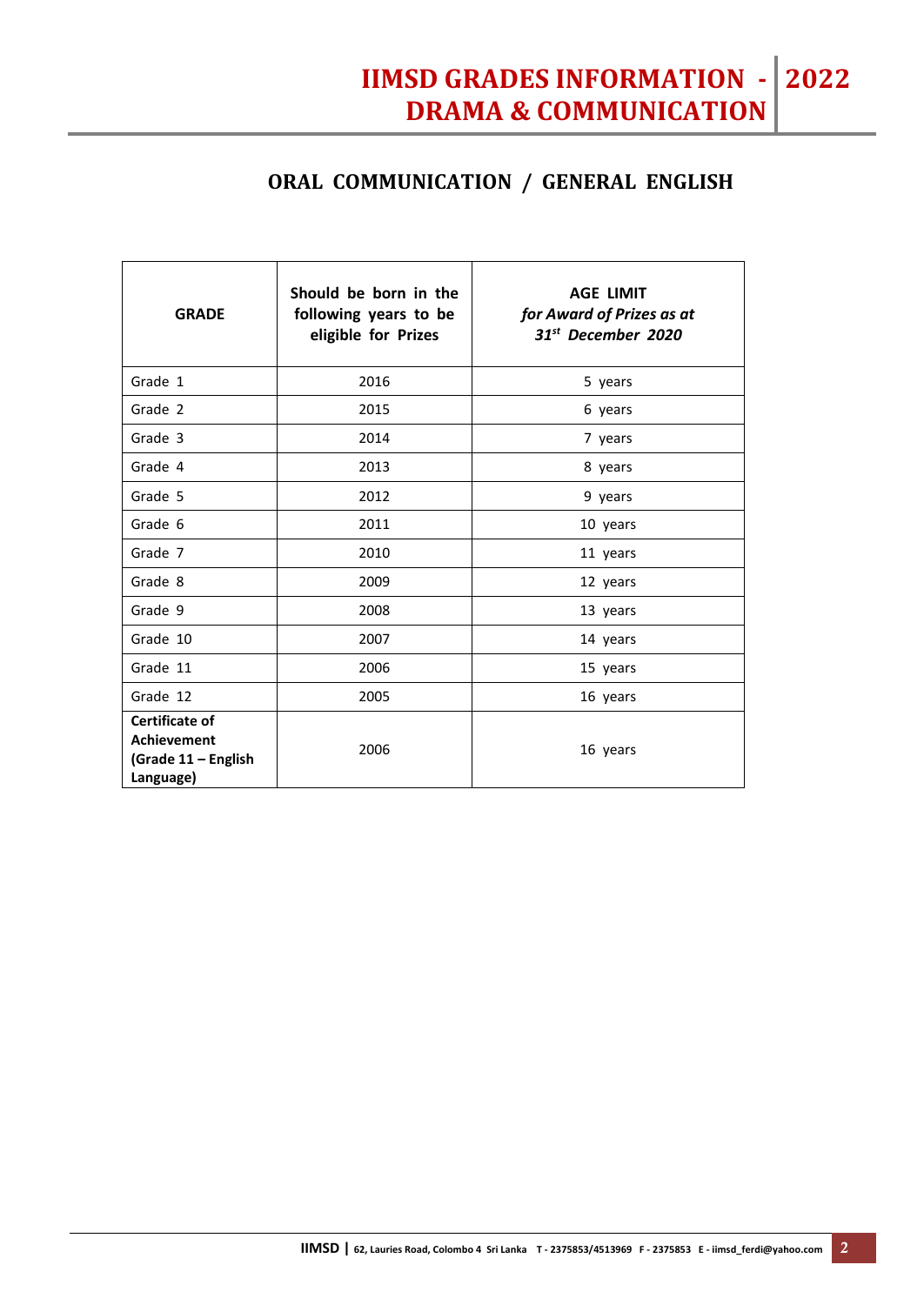## ORAL COMMUNICATION / GENERAL ENGLISH

| GRADE | Should be born in the following years to be eligible for Prizes | AGE LIMIT *for Award of Prizes as at 31st December 2020* |
|---|---|---|
| Grade 1 | 2016 | 5 years |
| Grade 2 | 2015 | 6 years |
| Grade 3 | 2014 | 7 years |
| Grade 4 | 2013 | 8 years |
| Grade 5 | 2012 | 9 years |
| Grade 6 | 2011 | 10 years |
| Grade 7 | 2010 | 11 years |
| Grade 8 | 2009 | 12 years |
| Grade 9 | 2008 | 13 years |
| Grade 10 | 2007 | 14 years |
| Grade 11 | 2006 | 15 years |
| Grade 12 | 2005 | 16 years |
| **Certificate of Achievement (Grade 11 – English Language)** | 2006 | 16 years |